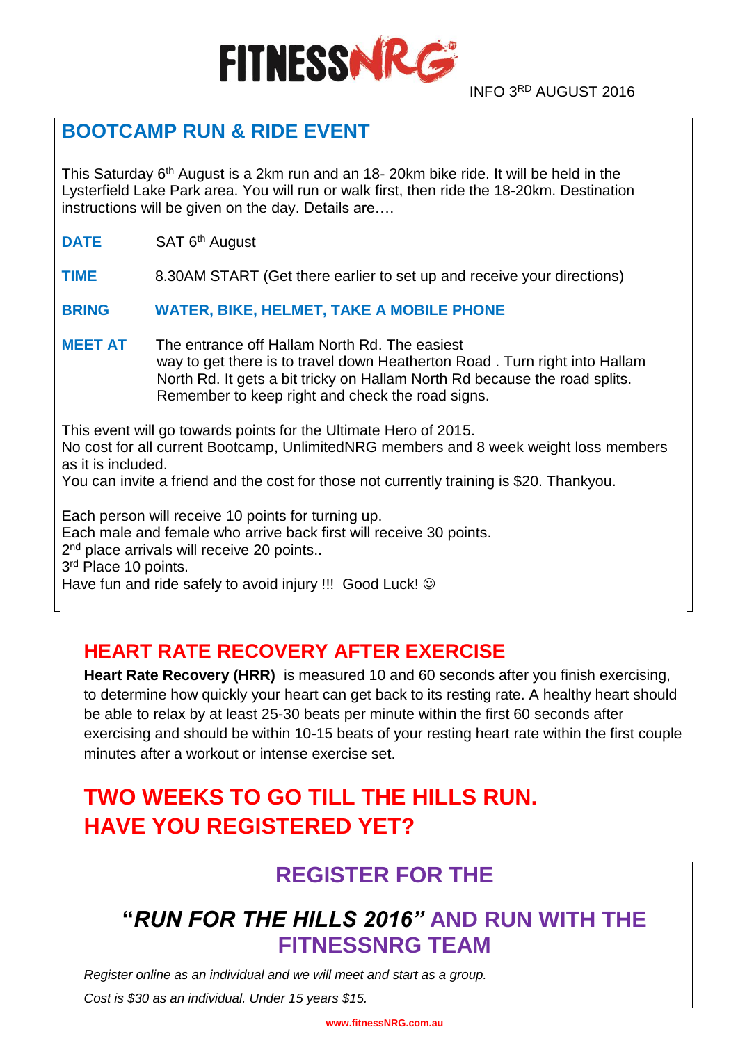FITNESSNRG

INFO 3RD AUGUST 2016

## BOOTCAMP RUN & RIDE EVENT

This Saturday 6th August is a 2km run and an 18- 20km bike ride. It will be held in the Lysterfield Lake Park area. You will run or walk first, then ride the 18-20km. Destination instructions will be given on the day. Details are….

**DATE** SAT 6th August

**TIME** 8.30AM START (Get there earlier to set up and receive your directions)

**BRING** **WATER, BIKE, HELMET, TAKE A MOBILE PHONE**

**MEET AT** The entrance off Hallam North Rd. The easiest way to get there is to travel down Heatherton Road . Turn right into Hallam North Rd. It gets a bit tricky on Hallam North Rd because the road splits. Remember to keep right and check the road signs.

This event will go towards points for the Ultimate Hero of 2015.
No cost for all current Bootcamp, UnlimitedNRG members and 8 week weight loss members as it is included.
You can invite a friend and the cost for those not currently training is $20. Thankyou.

Each person will receive 10 points for turning up.
Each male and female who arrive back first will receive 30 points.
2nd place arrivals will receive 20 points..
3rd Place 10 points.
Have fun and ride safely to avoid injury !!! Good Luck! ☺

## HEART RATE RECOVERY AFTER EXERCISE

**Heart Rate Recovery (HRR)** is measured 10 and 60 seconds after you finish exercising, to determine how quickly your heart can get back to its resting rate. A healthy heart should be able to relax by at least 25-30 beats per minute within the first 60 seconds after exercising and should be within 10-15 beats of your resting heart rate within the first couple minutes after a workout or intense exercise set.

## TWO WEEKS TO GO TILL THE HILLS RUN. HAVE YOU REGISTERED YET?

## REGISTER FOR THE

## "*RUN FOR THE HILLS 2016*" AND RUN WITH THE FITNESSNRG TEAM

*Register online as an individual and we will meet and start as a group.*

*Cost is $30 as an individual. Under 15 years $15.*

www.fitnessNRG.com.au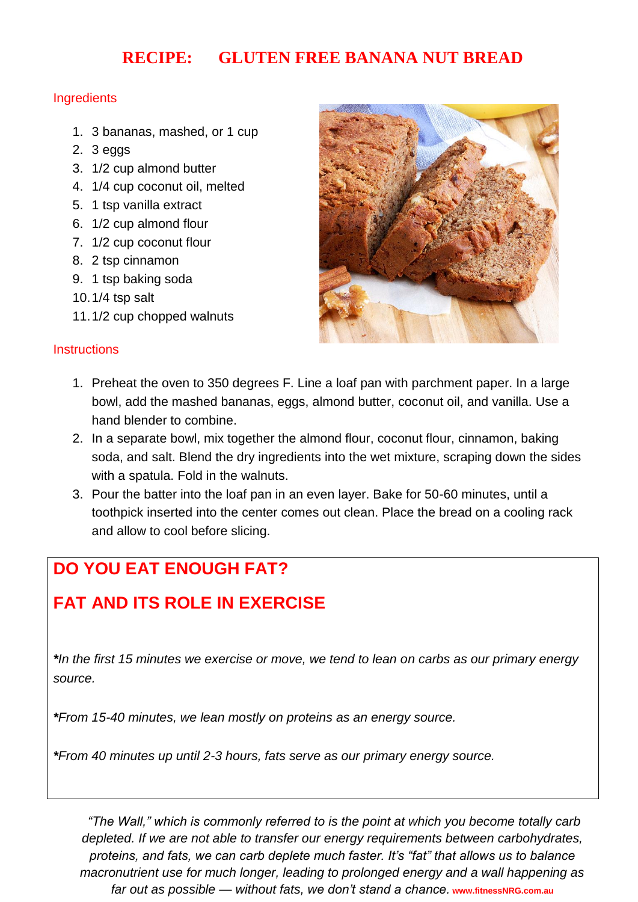# RECIPE: GLUTEN FREE BANANA NUT BREAD

## Ingredients

1. 3 bananas, mashed, or 1 cup
2. 3 eggs
3. 1/2 cup almond butter
4. 1/4 cup coconut oil, melted
5. 1 tsp vanilla extract
6. 1/2 cup almond flour
7. 1/2 cup coconut flour
8. 2 tsp cinnamon
9. 1 tsp baking soda
10. 1/4 tsp salt
11. 1/2 cup chopped walnuts

## Instructions

1. Preheat the oven to 350 degrees F. Line a loaf pan with parchment paper. In a large bowl, add the mashed bananas, eggs, almond butter, coconut oil, and vanilla. Use a hand blender to combine.
2. In a separate bowl, mix together the almond flour, coconut flour, cinnamon, baking soda, and salt. Blend the dry ingredients into the wet mixture, scraping down the sides with a spatula. Fold in the walnuts.
3. Pour the batter into the loaf pan in an even layer. Bake for 50-60 minutes, until a toothpick inserted into the center comes out clean. Place the bread on a cooling rack and allow to cool before slicing.

## DO YOU EAT ENOUGH FAT?

## FAT AND ITS ROLE IN EXERCISE

***In the first 15 minutes we exercise or move, we tend to lean on carbs as our primary energy source.***

***From 15-40 minutes, we lean mostly on proteins as an energy source.***

***From 40 minutes up until 2-3 hours, fats serve as our primary energy source.***

*"The Wall," which is commonly referred to is the point at which you become totally carb depleted. If we are not able to transfer our energy requirements between carbohydrates, proteins, and fats, we can carb deplete much faster. It's "fat" that allows us to balance macronutrient use for much longer, leading to prolonged energy and a wall happening as far out as possible — without fats, we don't stand a chance.* **www.fitnessNRG.com.au**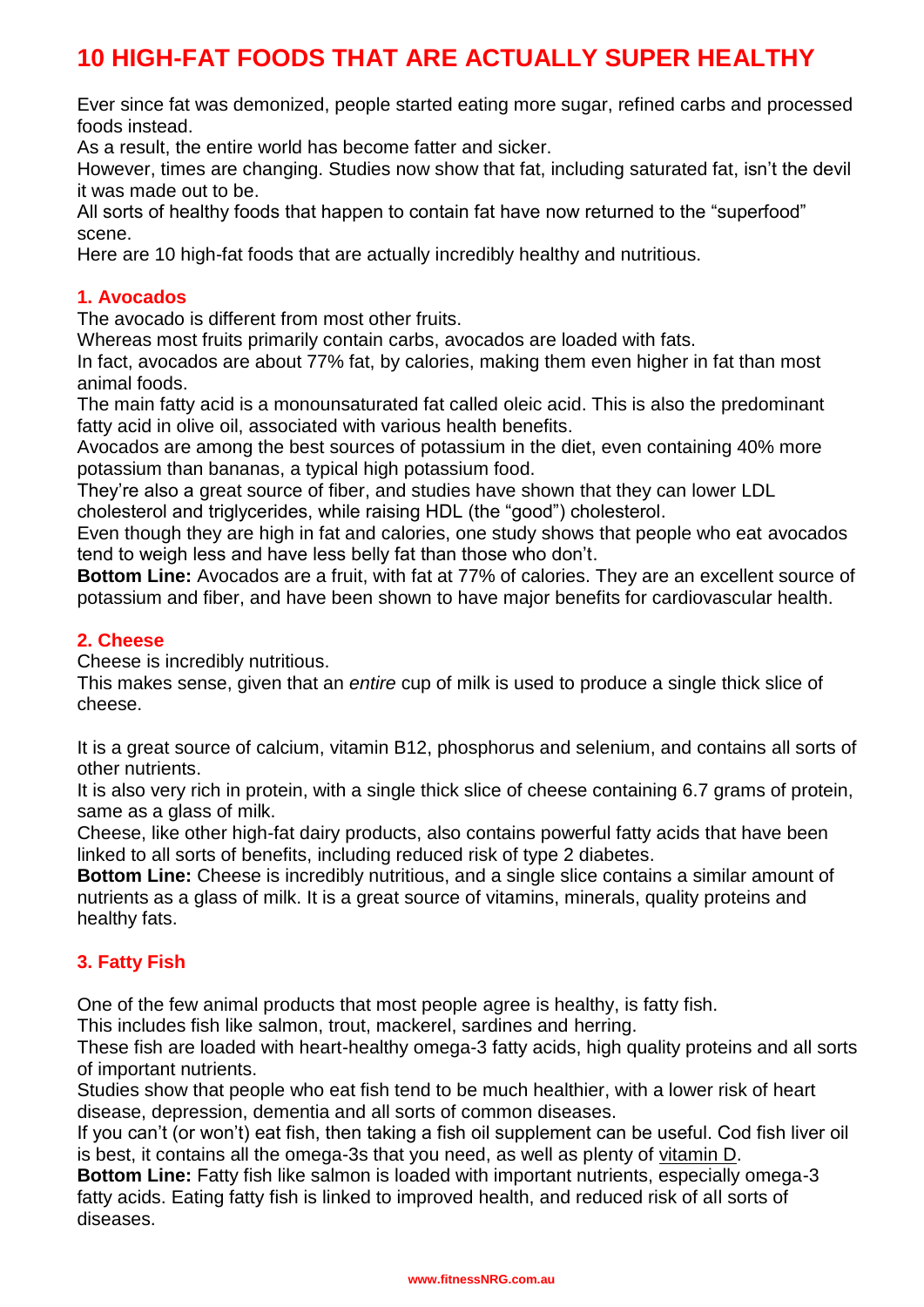# 10 HIGH-FAT FOODS THAT ARE ACTUALLY SUPER HEALTHY

Ever since fat was demonized, people started eating more sugar, refined carbs and processed foods instead.
As a result, the entire world has become fatter and sicker.
However, times are changing. Studies now show that fat, including saturated fat, isn't the devil it was made out to be.
All sorts of healthy foods that happen to contain fat have now returned to the "superfood" scene.
Here are 10 high-fat foods that are actually incredibly healthy and nutritious.

### 1. Avocados

The avocado is different from most other fruits.
Whereas most fruits primarily contain carbs, avocados are loaded with fats.
In fact, avocados are about 77% fat, by calories, making them even higher in fat than most animal foods.
The main fatty acid is a monounsaturated fat called oleic acid. This is also the predominant fatty acid in olive oil, associated with various health benefits.
Avocados are among the best sources of potassium in the diet, even containing 40% more potassium than bananas, a typical high potassium food.
They're also a great source of fiber, and studies have shown that they can lower LDL cholesterol and triglycerides, while raising HDL (the "good") cholesterol.
Even though they are high in fat and calories, one study shows that people who eat avocados tend to weigh less and have less belly fat than those who don't.
**Bottom Line:** Avocados are a fruit, with fat at 77% of calories. They are an excellent source of potassium and fiber, and have been shown to have major benefits for cardiovascular health.

### 2. Cheese

Cheese is incredibly nutritious.
This makes sense, given that an *entire* cup of milk is used to produce a single thick slice of cheese.

It is a great source of calcium, vitamin B12, phosphorus and selenium, and contains all sorts of other nutrients.
It is also very rich in protein, with a single thick slice of cheese containing 6.7 grams of protein, same as a glass of milk.
Cheese, like other high-fat dairy products, also contains powerful fatty acids that have been linked to all sorts of benefits, including reduced risk of type 2 diabetes.
**Bottom Line:** Cheese is incredibly nutritious, and a single slice contains a similar amount of nutrients as a glass of milk. It is a great source of vitamins, minerals, quality proteins and healthy fats.

### 3. Fatty Fish

One of the few animal products that most people agree is healthy, is fatty fish.
This includes fish like salmon, trout, mackerel, sardines and herring.
These fish are loaded with heart-healthy omega-3 fatty acids, high quality proteins and all sorts of important nutrients.
Studies show that people who eat fish tend to be much healthier, with a lower risk of heart disease, depression, dementia and all sorts of common diseases.
If you can't (or won't) eat fish, then taking a fish oil supplement can be useful. Cod fish liver oil is best, it contains all the omega-3s that you need, as well as plenty of vitamin D.
**Bottom Line:** Fatty fish like salmon is loaded with important nutrients, especially omega-3 fatty acids. Eating fatty fish is linked to improved health, and reduced risk of all sorts of diseases.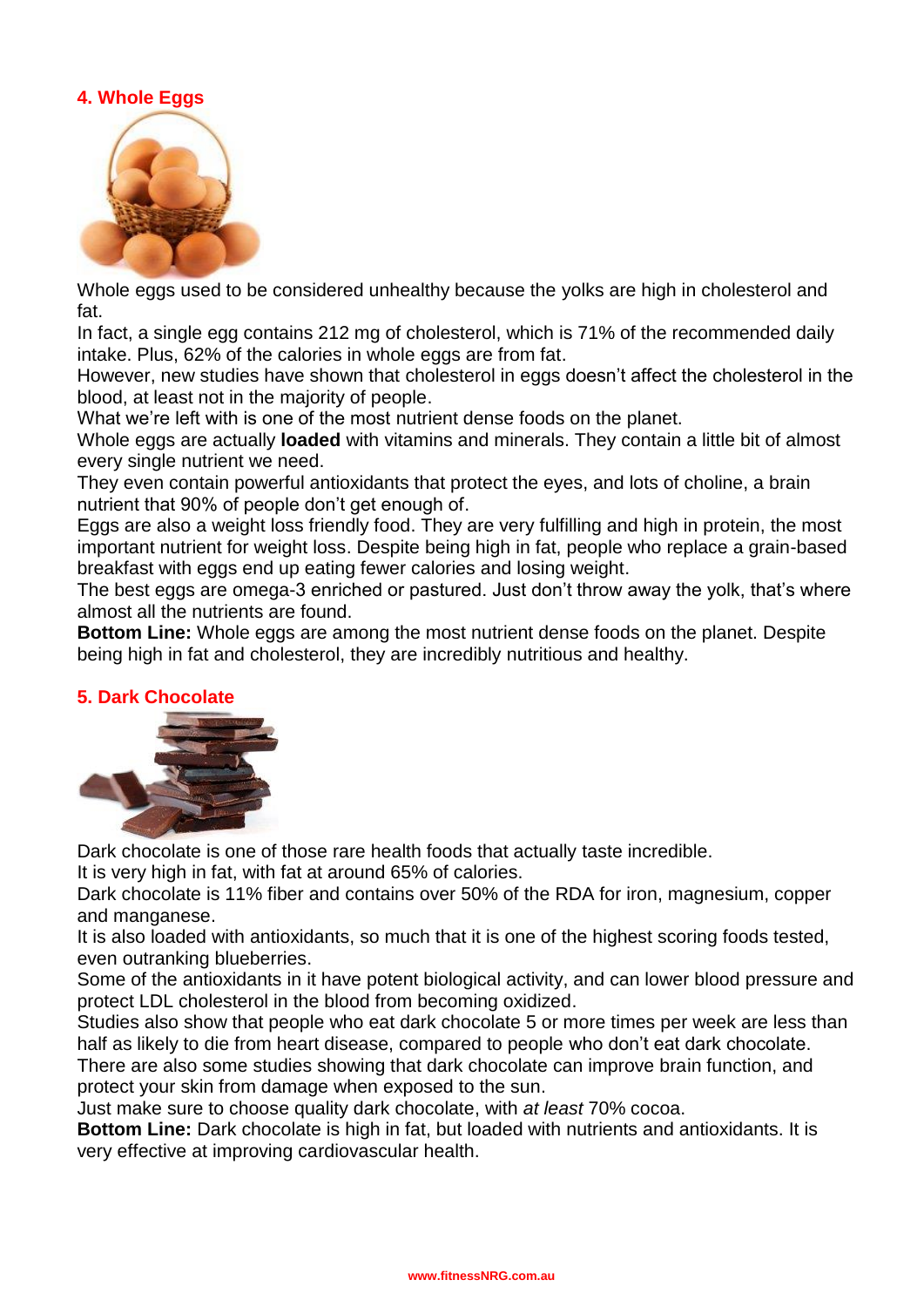### 4. Whole Eggs

Whole eggs used to be considered unhealthy because the yolks are high in cholesterol and fat.

In fact, a single egg contains 212 mg of cholesterol, which is 71% of the recommended daily intake. Plus, 62% of the calories in whole eggs are from fat.

However, new studies have shown that cholesterol in eggs doesn't affect the cholesterol in the blood, at least not in the majority of people.

What we're left with is one of the most nutrient dense foods on the planet.

Whole eggs are actually **loaded** with vitamins and minerals. They contain a little bit of almost every single nutrient we need.

They even contain powerful antioxidants that protect the eyes, and lots of choline, a brain nutrient that 90% of people don't get enough of.

Eggs are also a weight loss friendly food. They are very fulfilling and high in protein, the most important nutrient for weight loss. Despite being high in fat, people who replace a grain-based breakfast with eggs end up eating fewer calories and losing weight.

The best eggs are omega-3 enriched or pastured. Just don't throw away the yolk, that's where almost all the nutrients are found.

**Bottom Line:** Whole eggs are among the most nutrient dense foods on the planet. Despite being high in fat and cholesterol, they are incredibly nutritious and healthy.

### 5. Dark Chocolate

Dark chocolate is one of those rare health foods that actually taste incredible.

It is very high in fat, with fat at around 65% of calories.

Dark chocolate is 11% fiber and contains over 50% of the RDA for iron, magnesium, copper and manganese.

It is also loaded with antioxidants, so much that it is one of the highest scoring foods tested, even outranking blueberries.

Some of the antioxidants in it have potent biological activity, and can lower blood pressure and protect LDL cholesterol in the blood from becoming oxidized.

Studies also show that people who eat dark chocolate 5 or more times per week are less than half as likely to die from heart disease, compared to people who don't eat dark chocolate.

There are also some studies showing that dark chocolate can improve brain function, and protect your skin from damage when exposed to the sun.

Just make sure to choose quality dark chocolate, with *at least* 70% cocoa.

**Bottom Line:** Dark chocolate is high in fat, but loaded with nutrients and antioxidants. It is very effective at improving cardiovascular health.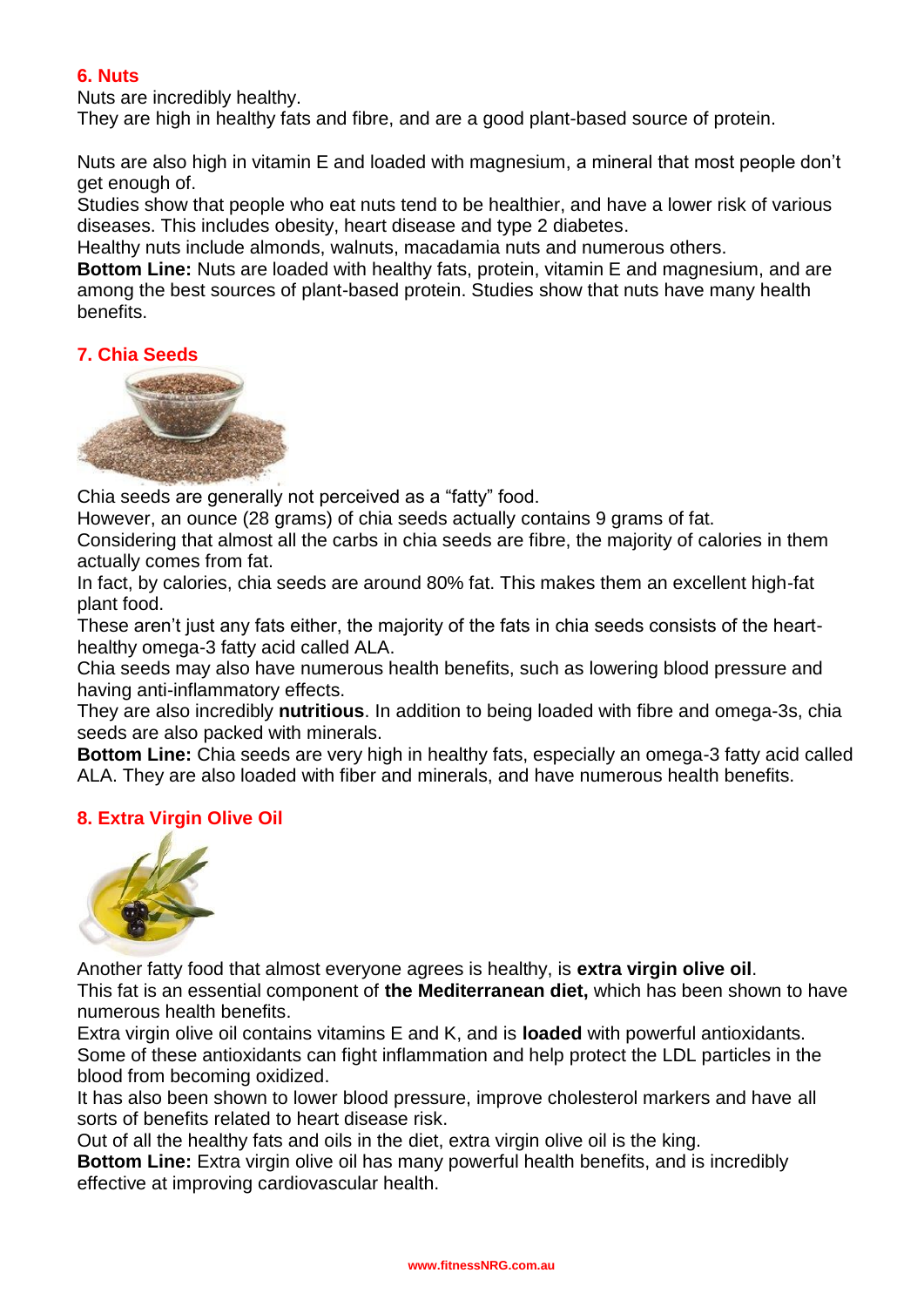## 6. Nuts

Nuts are incredibly healthy.
They are high in healthy fats and fibre, and are a good plant-based source of protein.

Nuts are also high in vitamin E and loaded with magnesium, a mineral that most people don't get enough of.
Studies show that people who eat nuts tend to be healthier, and have a lower risk of various diseases. This includes obesity, heart disease and type 2 diabetes.
Healthy nuts include almonds, walnuts, macadamia nuts and numerous others.
**Bottom Line:** Nuts are loaded with healthy fats, protein, vitamin E and magnesium, and are among the best sources of plant-based protein. Studies show that nuts have many health benefits.

## 7. Chia Seeds

Chia seeds are generally not perceived as a "fatty" food.
However, an ounce (28 grams) of chia seeds actually contains 9 grams of fat.
Considering that almost all the carbs in chia seeds are fibre, the majority of calories in them actually comes from fat.
In fact, by calories, chia seeds are around 80% fat. This makes them an excellent high-fat plant food.
These aren't just any fats either, the majority of the fats in chia seeds consists of the heart-healthy omega-3 fatty acid called ALA.
Chia seeds may also have numerous health benefits, such as lowering blood pressure and having anti-inflammatory effects.
They are also incredibly **nutritious**. In addition to being loaded with fibre and omega-3s, chia seeds are also packed with minerals.
**Bottom Line:** Chia seeds are very high in healthy fats, especially an omega-3 fatty acid called ALA. They are also loaded with fiber and minerals, and have numerous health benefits.

## 8. Extra Virgin Olive Oil

Another fatty food that almost everyone agrees is healthy, is **extra virgin olive oil**.
This fat is an essential component of **the Mediterranean diet,** which has been shown to have numerous health benefits.
Extra virgin olive oil contains vitamins E and K, and is **loaded** with powerful antioxidants.
Some of these antioxidants can fight inflammation and help protect the LDL particles in the blood from becoming oxidized.
It has also been shown to lower blood pressure, improve cholesterol markers and have all sorts of benefits related to heart disease risk.
Out of all the healthy fats and oils in the diet, extra virgin olive oil is the king.
**Bottom Line:** Extra virgin olive oil has many powerful health benefits, and is incredibly effective at improving cardiovascular health.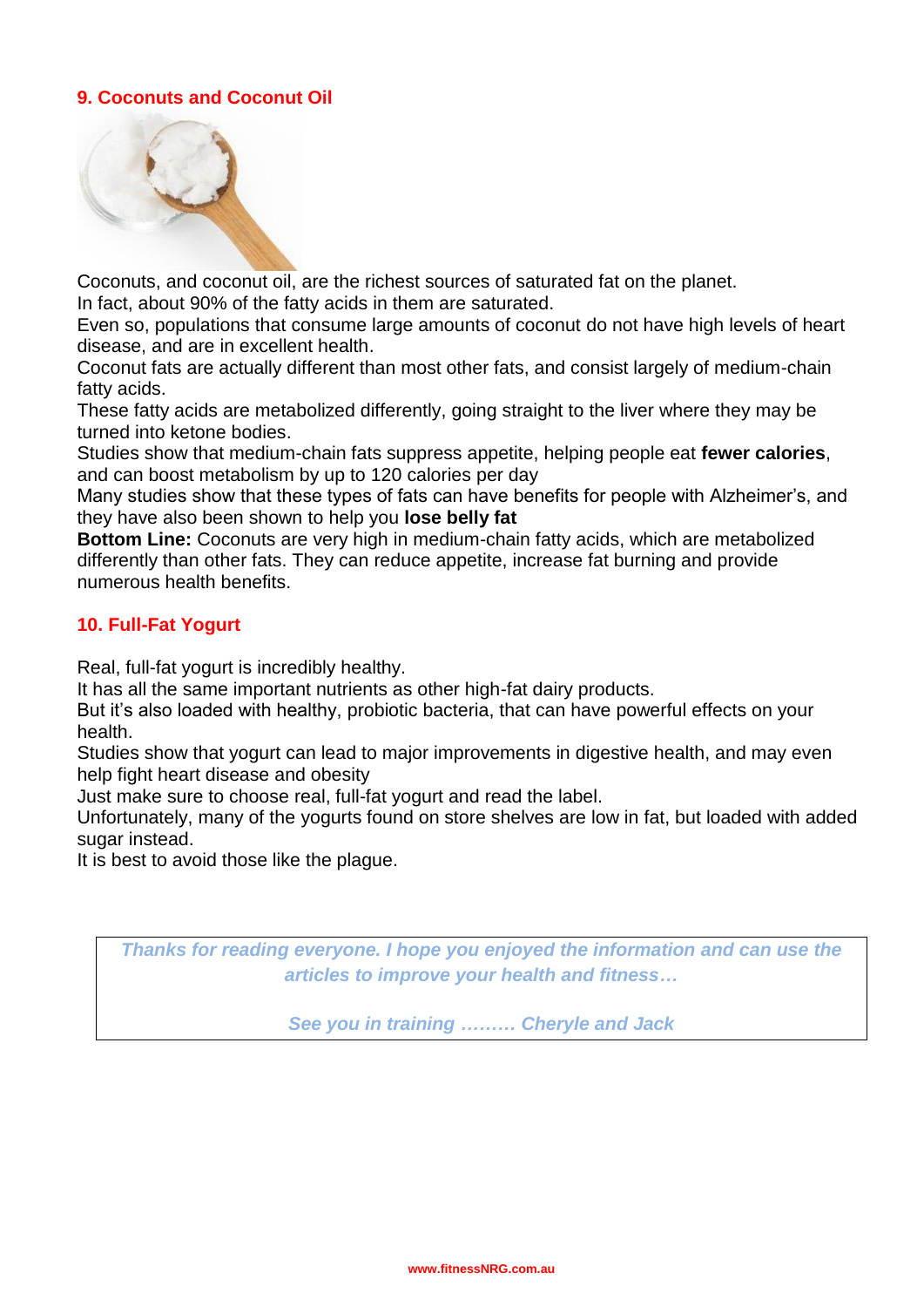## 9. Coconuts and Coconut Oil

Coconuts, and coconut oil, are the richest sources of saturated fat on the planet.
In fact, about 90% of the fatty acids in them are saturated.
Even so, populations that consume large amounts of coconut do not have high levels of heart disease, and are in excellent health.
Coconut fats are actually different than most other fats, and consist largely of medium-chain fatty acids.
These fatty acids are metabolized differently, going straight to the liver where they may be turned into ketone bodies.
Studies show that medium-chain fats suppress appetite, helping people eat **fewer calories**, and can boost metabolism by up to 120 calories per day
Many studies show that these types of fats can have benefits for people with Alzheimer's, and they have also been shown to help you **lose belly fat**
**Bottom Line:** Coconuts are very high in medium-chain fatty acids, which are metabolized differently than other fats. They can reduce appetite, increase fat burning and provide numerous health benefits.

## 10. Full-Fat Yogurt

Real, full-fat yogurt is incredibly healthy.
It has all the same important nutrients as other high-fat dairy products.
But it's also loaded with healthy, probiotic bacteria, that can have powerful effects on your health.
Studies show that yogurt can lead to major improvements in digestive health, and may even help fight heart disease and obesity
Just make sure to choose real, full-fat yogurt and read the label.
Unfortunately, many of the yogurts found on store shelves are low in fat, but loaded with added sugar instead.
It is best to avoid those like the plague.

***Thanks for reading everyone. I hope you enjoyed the information and can use the articles to improve your health and fitness…***

***See you in training ……… Cheryle and Jack***

www.fitnessNRG.com.au